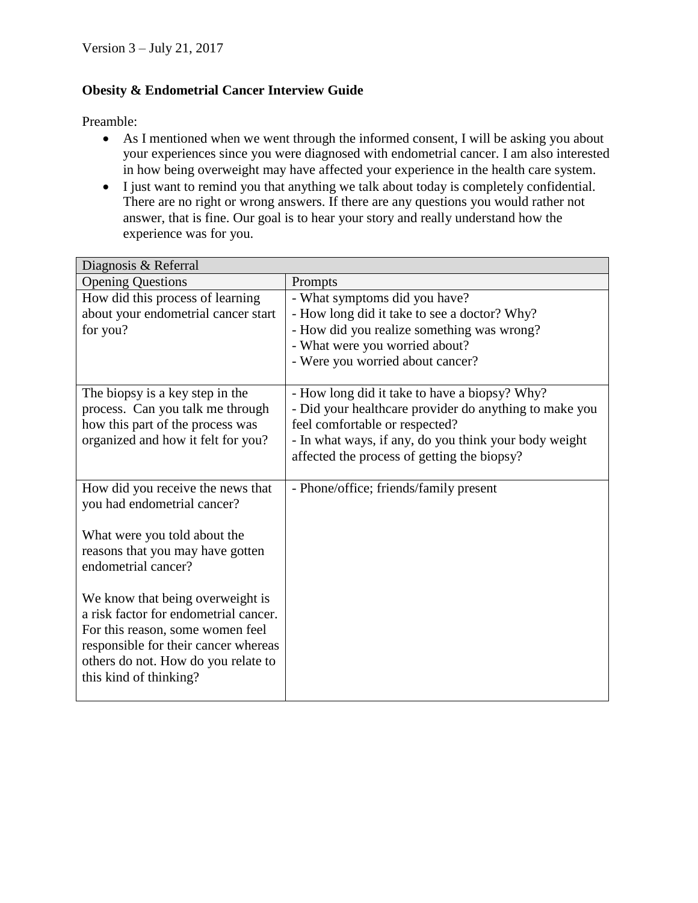Version 3 – July 21, 2017

**Obesity & Endometrial Cancer Interview Guide**

Preamble:

- As I mentioned when we went through the informed consent, I will be asking you about your experiences since you were diagnosed with endometrial cancer. I am also interested in how being overweight may have affected your experience in the health care system.
- I just want to remind you that anything we talk about today is completely confidential. There are no right or wrong answers. If there are any questions you would rather not answer, that is fine. Our goal is to hear your story and really understand how the experience was for you.

| Diagnosis & Referral | |
|---|---|
| **Opening Questions** | **Prompts** |
| How did this process of learning about your endometrial cancer start for you? | - What symptoms did you have?<br>- How long did it take to see a doctor? Why?<br>- How did you realize something was wrong?<br>- What were you worried about?<br>- Were you worried about cancer? |
| The biopsy is a key step in the process. Can you talk me through how this part of the process was organized and how it felt for you? | - How long did it take to have a biopsy? Why?<br>- Did your healthcare provider do anything to make you feel comfortable or respected?<br>- In what ways, if any, do you think your body weight affected the process of getting the biopsy? |
| How did you receive the news that you had endometrial cancer?<br><br>What were you told about the reasons that you may have gotten endometrial cancer?<br><br>We know that being overweight is a risk factor for endometrial cancer. For this reason, some women feel responsible for their cancer whereas others do not. How do you relate to this kind of thinking? | - Phone/office; friends/family present |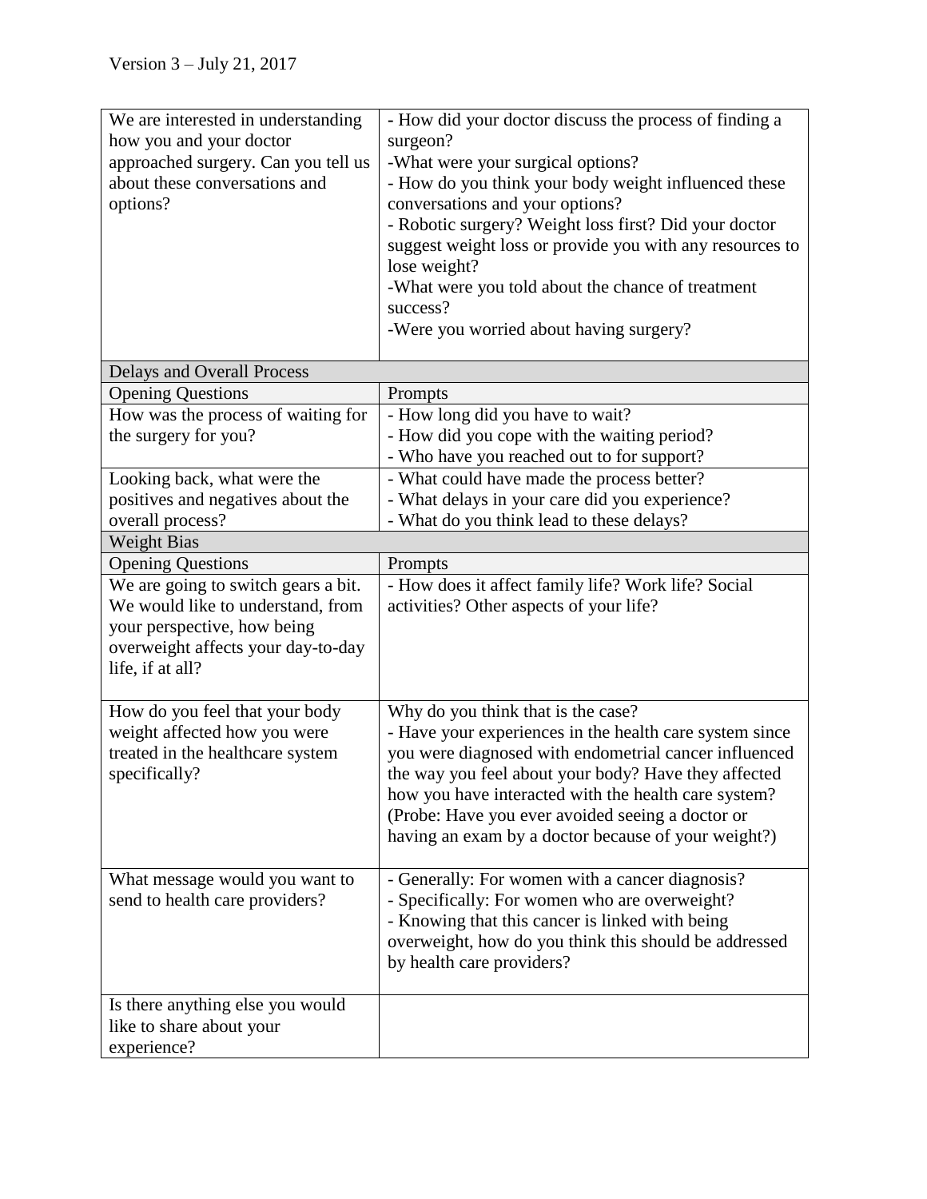| | |
|---|---|
| We are interested in understanding how you and your doctor approached surgery. Can you tell us about these conversations and options? | - How did your doctor discuss the process of finding a surgeon?<br>-What were your surgical options?<br>- How do you think your body weight influenced these conversations and your options?<br>- Robotic surgery? Weight loss first? Did your doctor suggest weight loss or provide you with any resources to lose weight?<br>-What were you told about the chance of treatment success?<br>-Were you worried about having surgery? |
| **Delays and Overall Process** | |
| Opening Questions | Prompts |
| How was the process of waiting for the surgery for you? | - How long did you have to wait?<br>- How did you cope with the waiting period?<br>- Who have you reached out to for support? |
| Looking back, what were the positives and negatives about the overall process? | - What could have made the process better?<br>- What delays in your care did you experience?<br>- What do you think lead to these delays? |
| **Weight Bias** | |
| Opening Questions | Prompts |
| We are going to switch gears a bit. We would like to understand, from your perspective, how being overweight affects your day-to-day life, if at all? | - How does it affect family life? Work life? Social activities? Other aspects of your life? |
| How do you feel that your body weight affected how you were treated in the healthcare system specifically? | Why do you think that is the case?<br>- Have your experiences in the health care system since you were diagnosed with endometrial cancer influenced the way you feel about your body? Have they affected how you have interacted with the health care system? (Probe: Have you ever avoided seeing a doctor or having an exam by a doctor because of your weight?) |
| What message would you want to send to health care providers? | - Generally: For women with a cancer diagnosis?<br>- Specifically: For women who are overweight?<br>- Knowing that this cancer is linked with being overweight, how do you think this should be addressed by health care providers? |
| Is there anything else you would like to share about your experience? | |